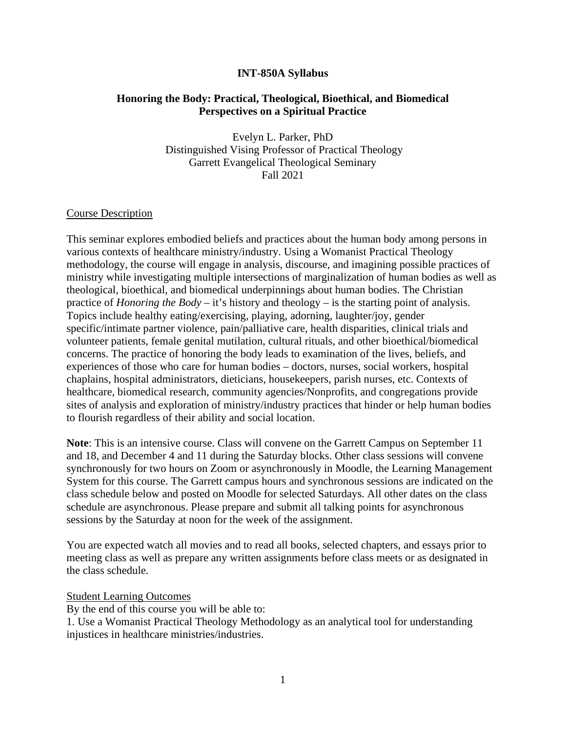**INT-850A Syllabus**

**Honoring the Body: Practical, Theological, Bioethical, and Biomedical Perspectives on a Spiritual Practice**

Evelyn L. Parker, PhD
Distinguished Vising Professor of Practical Theology
Garrett Evangelical Theological Seminary
Fall 2021

## Course Description

This seminar explores embodied beliefs and practices about the human body among persons in various contexts of healthcare ministry/industry. Using a Womanist Practical Theology methodology, the course will engage in analysis, discourse, and imagining possible practices of ministry while investigating multiple intersections of marginalization of human bodies as well as theological, bioethical, and biomedical underpinnings about human bodies. The Christian practice of *Honoring the Body* – it's history and theology – is the starting point of analysis. Topics include healthy eating/exercising, playing, adorning, laughter/joy, gender specific/intimate partner violence, pain/palliative care, health disparities, clinical trials and volunteer patients, female genital mutilation, cultural rituals, and other bioethical/biomedical concerns. The practice of honoring the body leads to examination of the lives, beliefs, and experiences of those who care for human bodies – doctors, nurses, social workers, hospital chaplains, hospital administrators, dieticians, housekeepers, parish nurses, etc. Contexts of healthcare, biomedical research, community agencies/Nonprofits, and congregations provide sites of analysis and exploration of ministry/industry practices that hinder or help human bodies to flourish regardless of their ability and social location.

**Note**: This is an intensive course. Class will convene on the Garrett Campus on September 11 and 18, and December 4 and 11 during the Saturday blocks. Other class sessions will convene synchronously for two hours on Zoom or asynchronously in Moodle, the Learning Management System for this course. The Garrett campus hours and synchronous sessions are indicated on the class schedule below and posted on Moodle for selected Saturdays. All other dates on the class schedule are asynchronous. Please prepare and submit all talking points for asynchronous sessions by the Saturday at noon for the week of the assignment.

You are expected watch all movies and to read all books, selected chapters, and essays prior to meeting class as well as prepare any written assignments before class meets or as designated in the class schedule.

## Student Learning Outcomes

By the end of this course you will be able to:

1. Use a Womanist Practical Theology Methodology as an analytical tool for understanding injustices in healthcare ministries/industries.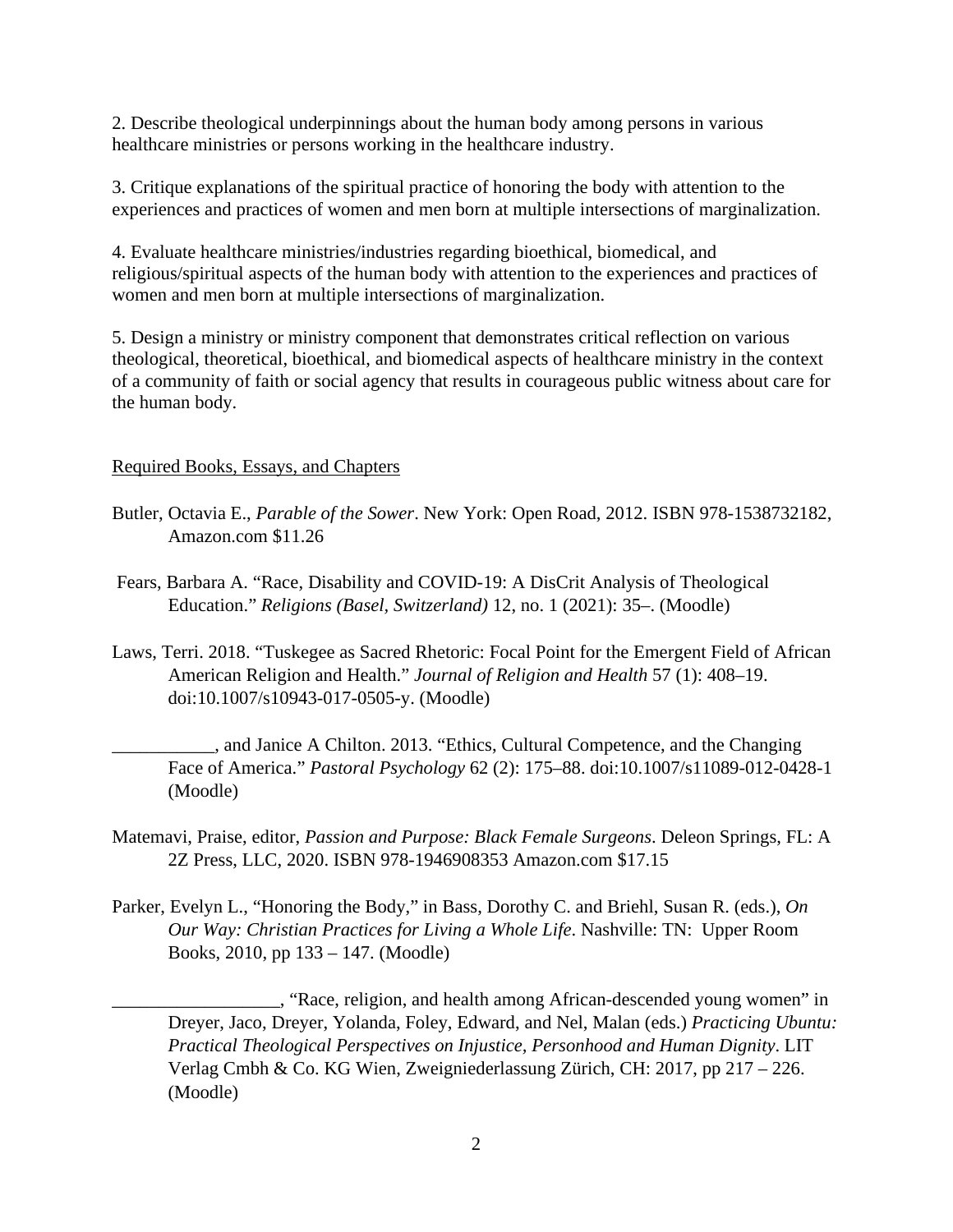2. Describe theological underpinnings about the human body among persons in various healthcare ministries or persons working in the healthcare industry.

3. Critique explanations of the spiritual practice of honoring the body with attention to the experiences and practices of women and men born at multiple intersections of marginalization.

4. Evaluate healthcare ministries/industries regarding bioethical, biomedical, and religious/spiritual aspects of the human body with attention to the experiences and practices of women and men born at multiple intersections of marginalization.

5. Design a ministry or ministry component that demonstrates critical reflection on various theological, theoretical, bioethical, and biomedical aspects of healthcare ministry in the context of a community of faith or social agency that results in courageous public witness about care for the human body.

<u>Required Books, Essays, and Chapters</u>

Butler, Octavia E., *Parable of the Sower*. New York: Open Road, 2012. ISBN 978-1538732182, Amazon.com $11.26

Fears, Barbara A. "Race, Disability and COVID-19: A DisCrit Analysis of Theological Education." *Religions (Basel, Switzerland)* 12, no. 1 (2021): 35–. (Moodle)

Laws, Terri. 2018. "Tuskegee as Sacred Rhetoric: Focal Point for the Emergent Field of African American Religion and Health." *Journal of Religion and Health* 57 (1): 408–19. doi:10.1007/s10943-017-0505-y. (Moodle)

___________, and Janice A Chilton. 2013. "Ethics, Cultural Competence, and the Changing Face of America." *Pastoral Psychology* 62 (2): 175–88. doi:10.1007/s11089-012-0428-1 (Moodle)

Matemavi, Praise, editor, *Passion and Purpose: Black Female Surgeons*. Deleon Springs, FL: A 2Z Press, LLC, 2020. ISBN 978-1946908353 Amazon.com $17.15

Parker, Evelyn L., "Honoring the Body," in Bass, Dorothy C. and Briehl, Susan R. (eds.), *On Our Way: Christian Practices for Living a Whole Life*. Nashville: TN: Upper Room Books, 2010, pp 133 – 147. (Moodle)

__________________, "Race, religion, and health among African-descended young women" in Dreyer, Jaco, Dreyer, Yolanda, Foley, Edward, and Nel, Malan (eds.) *Practicing Ubuntu: Practical Theological Perspectives on Injustice, Personhood and Human Dignity*. LIT Verlag Cmbh & Co. KG Wien, Zweigniederlassung Zürich, CH: 2017, pp 217 – 226. (Moodle)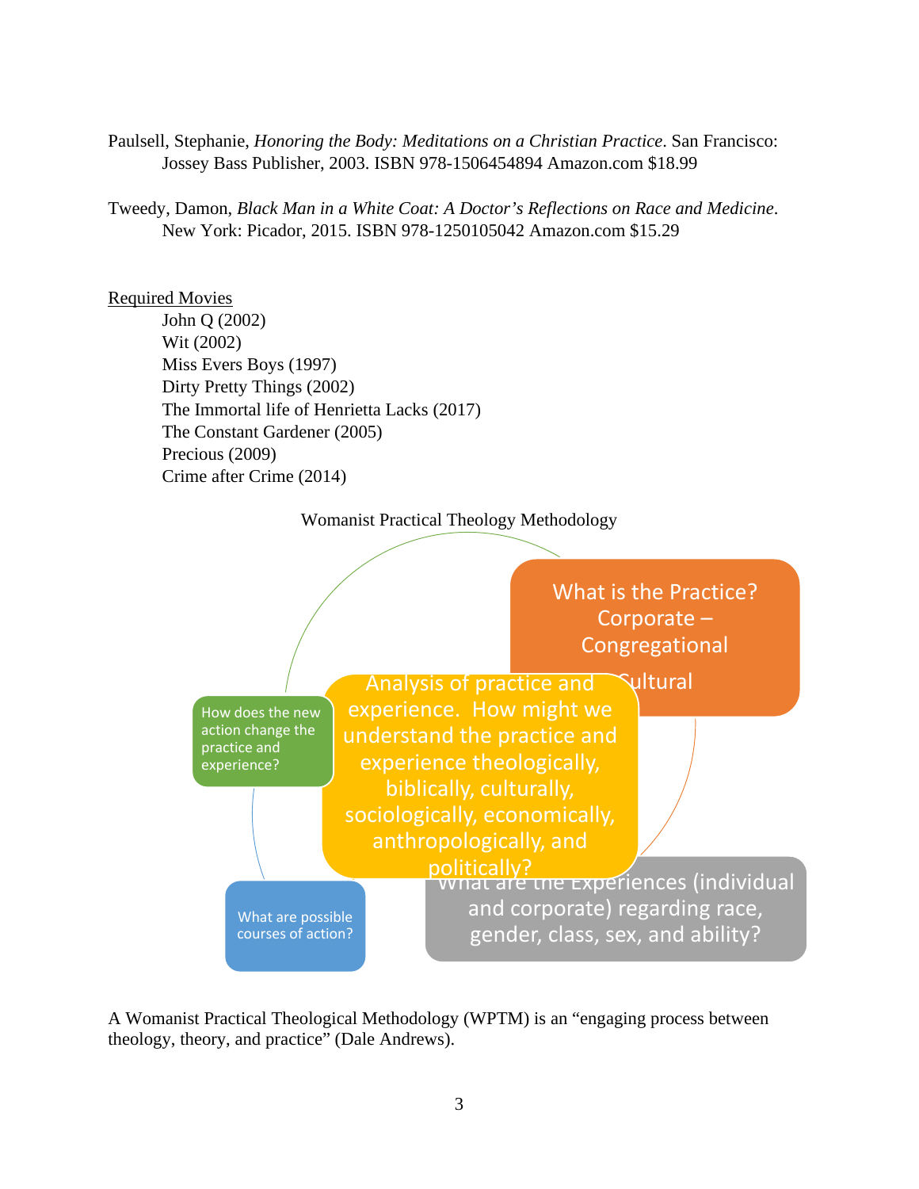Paulsell, Stephanie, *Honoring the Body: Meditations on a Christian Practice*. San Francisco: Jossey Bass Publisher, 2003. ISBN 978-1506454894 Amazon.com $18.99

Tweedy, Damon, *Black Man in a White Coat: A Doctor's Reflections on Race and Medicine*. New York: Picador, 2015. ISBN 978-1250105042 Amazon.com $15.29

<u>Required Movies</u>

- John Q (2002)
- Wit (2002)
- Miss Evers Boys (1997)
- Dirty Pretty Things (2002)
- The Immortal life of Henrietta Lacks (2017)
- The Constant Gardener (2005)
- Precious (2009)
- Crime after Crime (2014)

Womanist Practical Theology Methodology

What is the Practice? Corporate – Congregational Cultural

Analysis of practice and experience. How might we understand the practice and experience theologically, biblically, culturally, sociologically, economically, anthropologically, and politically?

What are the Experiences (individual and corporate) regarding race, gender, class, sex, and ability?

What are possible courses of action?

How does the new action change the practice and experience?

A Womanist Practical Theological Methodology (WPTM) is an "engaging process between theology, theory, and practice" (Dale Andrews).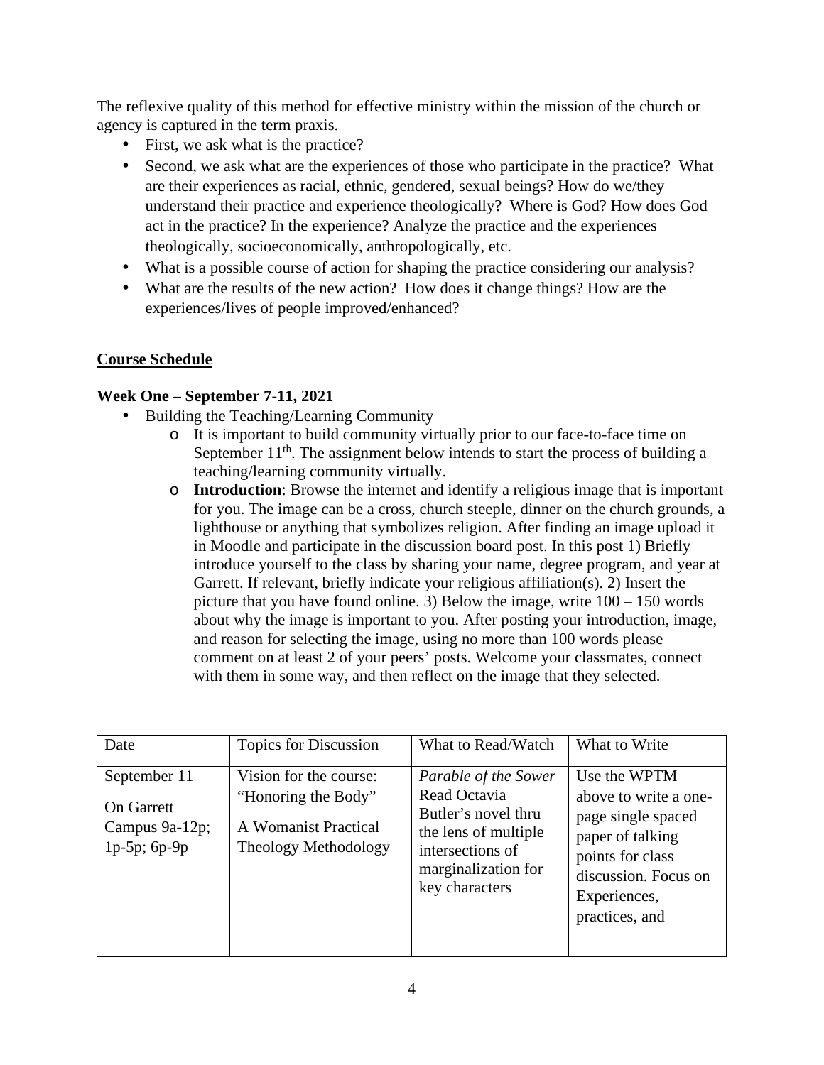The reflexive quality of this method for effective ministry within the mission of the church or agency is captured in the term praxis.

- First, we ask what is the practice?
- Second, we ask what are the experiences of those who participate in the practice? What are their experiences as racial, ethnic, gendered, sexual beings? How do we/they understand their practice and experience theologically? Where is God? How does God act in the practice? In the experience? Analyze the practice and the experiences theologically, socioeconomically, anthropologically, etc.
- What is a possible course of action for shaping the practice considering our analysis?
- What are the results of the new action? How does it change things? How are the experiences/lives of people improved/enhanced?

## Course Schedule

**Week One – September 7-11, 2021**

- Building the Teaching/Learning Community
  - It is important to build community virtually prior to our face-to-face time on September 11th. The assignment below intends to start the process of building a teaching/learning community virtually.
  - **Introduction**: Browse the internet and identify a religious image that is important for you. The image can be a cross, church steeple, dinner on the church grounds, a lighthouse or anything that symbolizes religion. After finding an image upload it in Moodle and participate in the discussion board post. In this post 1) Briefly introduce yourself to the class by sharing your name, degree program, and year at Garrett. If relevant, briefly indicate your religious affiliation(s). 2) Insert the picture that you have found online. 3) Below the image, write 100 – 150 words about why the image is important to you. After posting your introduction, image, and reason for selecting the image, using no more than 100 words please comment on at least 2 of your peers' posts. Welcome your classmates, connect with them in some way, and then reflect on the image that they selected.

| Date | Topics for Discussion | What to Read/Watch | What to Write |
|---|---|---|---|
| September 11<br><br>On Garrett Campus 9a-12p; 1p-5p; 6p-9p | Vision for the course: "Honoring the Body"<br><br>A Womanist Practical Theology Methodology | *Parable of the Sower* Read Octavia Butler's novel thru the lens of multiple intersections of marginalization for key characters | Use the WPTM above to write a one-page single spaced paper of talking points for class discussion. Focus on Experiences, practices, and |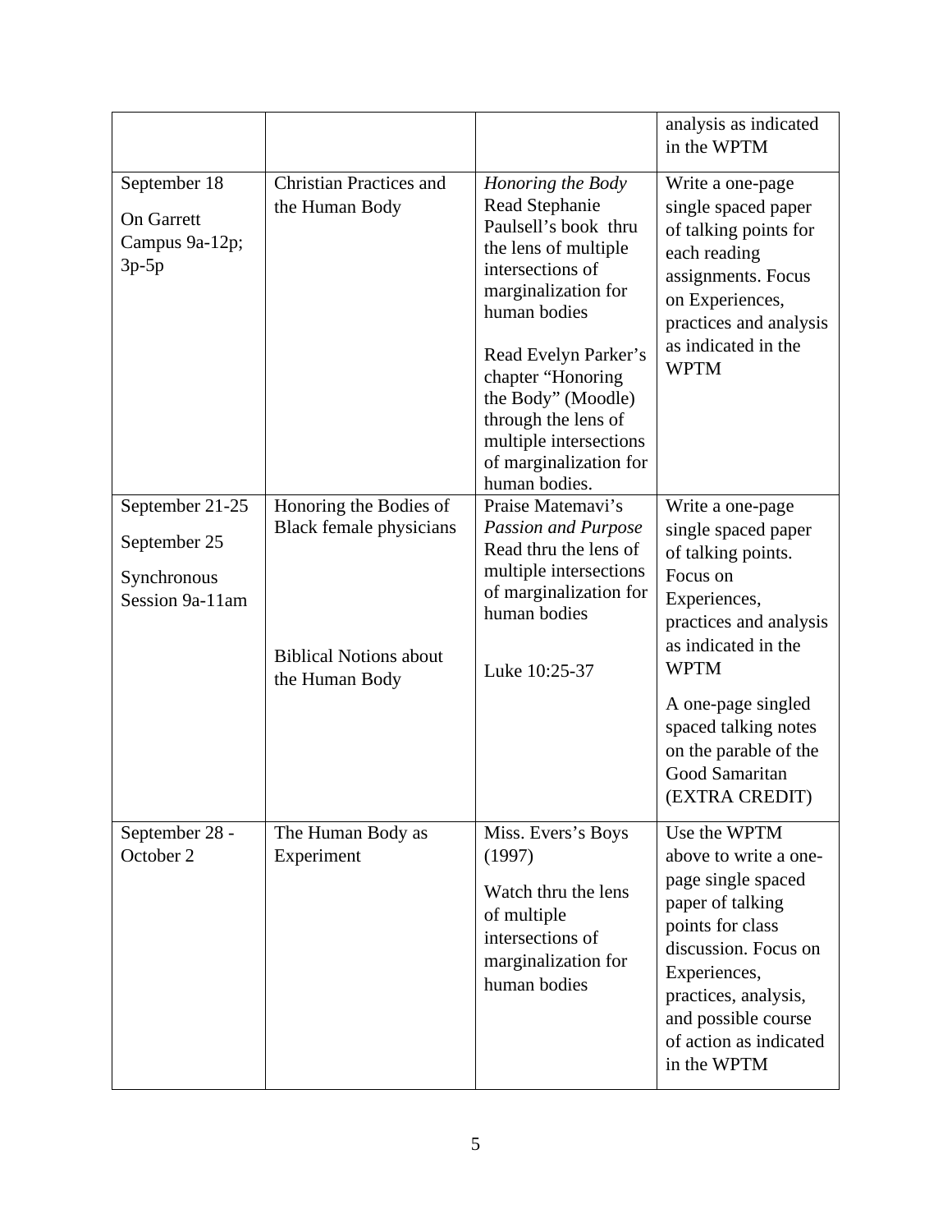| | | | analysis as indicated in the WPTM |
|---|---|---|---|
| September 18<br><br>On Garrett Campus 9a-12p; 3p-5p | Christian Practices and the Human Body | *Honoring the Body* Read Stephanie Paulsell's book thru the lens of multiple intersections of marginalization for human bodies<br><br>Read Evelyn Parker's chapter "Honoring the Body" (Moodle) through the lens of multiple intersections of marginalization for human bodies. | Write a one-page single spaced paper of talking points for each reading assignments. Focus on Experiences, practices and analysis as indicated in the WPTM |
| September 21-25<br><br>September 25<br><br>Synchronous Session 9a-11am | Honoring the Bodies of Black female physicians<br><br>Biblical Notions about the Human Body | Praise Matemavi's *Passion and Purpose* Read thru the lens of multiple intersections of marginalization for human bodies<br><br>Luke 10:25-37 | Write a one-page single spaced paper of talking points. Focus on Experiences, practices and analysis as indicated in the WPTM<br><br>A one-page singled spaced talking notes on the parable of the Good Samaritan (EXTRA CREDIT) |
| September 28 - October 2 | The Human Body as Experiment | Miss. Evers's Boys (1997)<br><br>Watch thru the lens of multiple intersections of marginalization for human bodies | Use the WPTM above to write a one-page single spaced paper of talking points for class discussion. Focus on Experiences, practices, analysis, and possible course of action as indicated in the WPTM |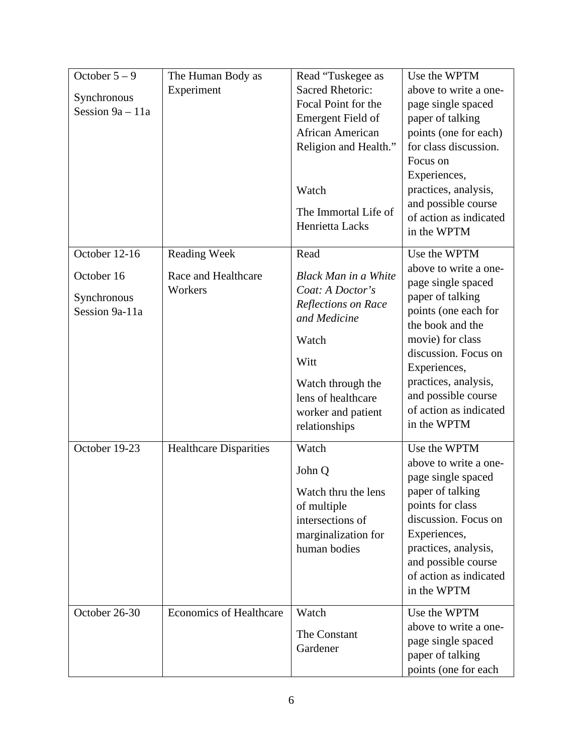| | | | |
|---|---|---|---|
| October 5 – 9<br>Synchronous Session 9a – 11a | The Human Body as Experiment | Read "Tuskegee as Sacred Rhetoric: Focal Point for the Emergent Field of African American Religion and Health."<br><br>Watch<br>The Immortal Life of Henrietta Lacks | Use the WPTM above to write a one-page single spaced paper of talking points (one for each) for class discussion. Focus on Experiences, practices, analysis, and possible course of action as indicated in the WPTM |
| October 12-16<br>October 16<br>Synchronous Session 9a-11a | Reading Week<br>Race and Healthcare Workers | Read<br>*Black Man in a White Coat: A Doctor's Reflections on Race and Medicine*<br>Watch<br>Witt<br>Watch through the lens of healthcare worker and patient relationships | Use the WPTM above to write a one-page single spaced paper of talking points (one each for the book and the movie) for class discussion. Focus on Experiences, practices, analysis, and possible course of action as indicated in the WPTM |
| October 19-23 | Healthcare Disparities | Watch<br>John Q<br>Watch thru the lens of multiple intersections of marginalization for human bodies | Use the WPTM above to write a one-page single spaced paper of talking points for class discussion. Focus on Experiences, practices, analysis, and possible course of action as indicated in the WPTM |
| October 26-30 | Economics of Healthcare | Watch<br>The Constant Gardener | Use the WPTM above to write a one-page single spaced paper of talking points (one for each |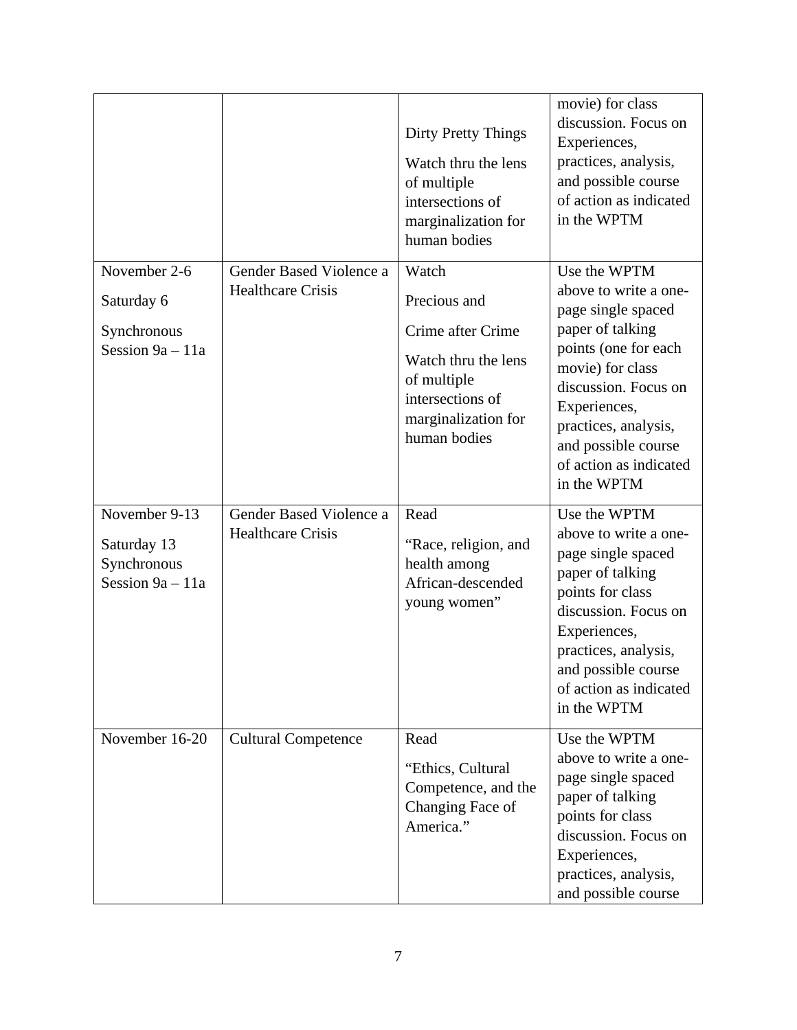| | | | |
|---|---|---|---|
| | | Dirty Pretty Things<br><br>Watch thru the lens of multiple intersections of marginalization for human bodies | movie) for class discussion. Focus on Experiences, practices, analysis, and possible course of action as indicated in the WPTM |
| November 2-6<br><br>Saturday 6<br><br>Synchronous Session 9a – 11a | Gender Based Violence a Healthcare Crisis | Watch<br><br>Precious and<br><br>Crime after Crime<br><br>Watch thru the lens of multiple intersections of marginalization for human bodies | Use the WPTM above to write a one-page single spaced paper of talking points (one for each movie) for class discussion. Focus on Experiences, practices, analysis, and possible course of action as indicated in the WPTM |
| November 9-13<br><br>Saturday 13 Synchronous Session 9a – 11a | Gender Based Violence a Healthcare Crisis | Read<br><br>"Race, religion, and health among African-descended young women" | Use the WPTM above to write a one-page single spaced paper of talking points for class discussion. Focus on Experiences, practices, analysis, and possible course of action as indicated in the WPTM |
| November 16-20 | Cultural Competence | Read<br><br>"Ethics, Cultural Competence, and the Changing Face of America." | Use the WPTM above to write a one-page single spaced paper of talking points for class discussion. Focus on Experiences, practices, analysis, and possible course |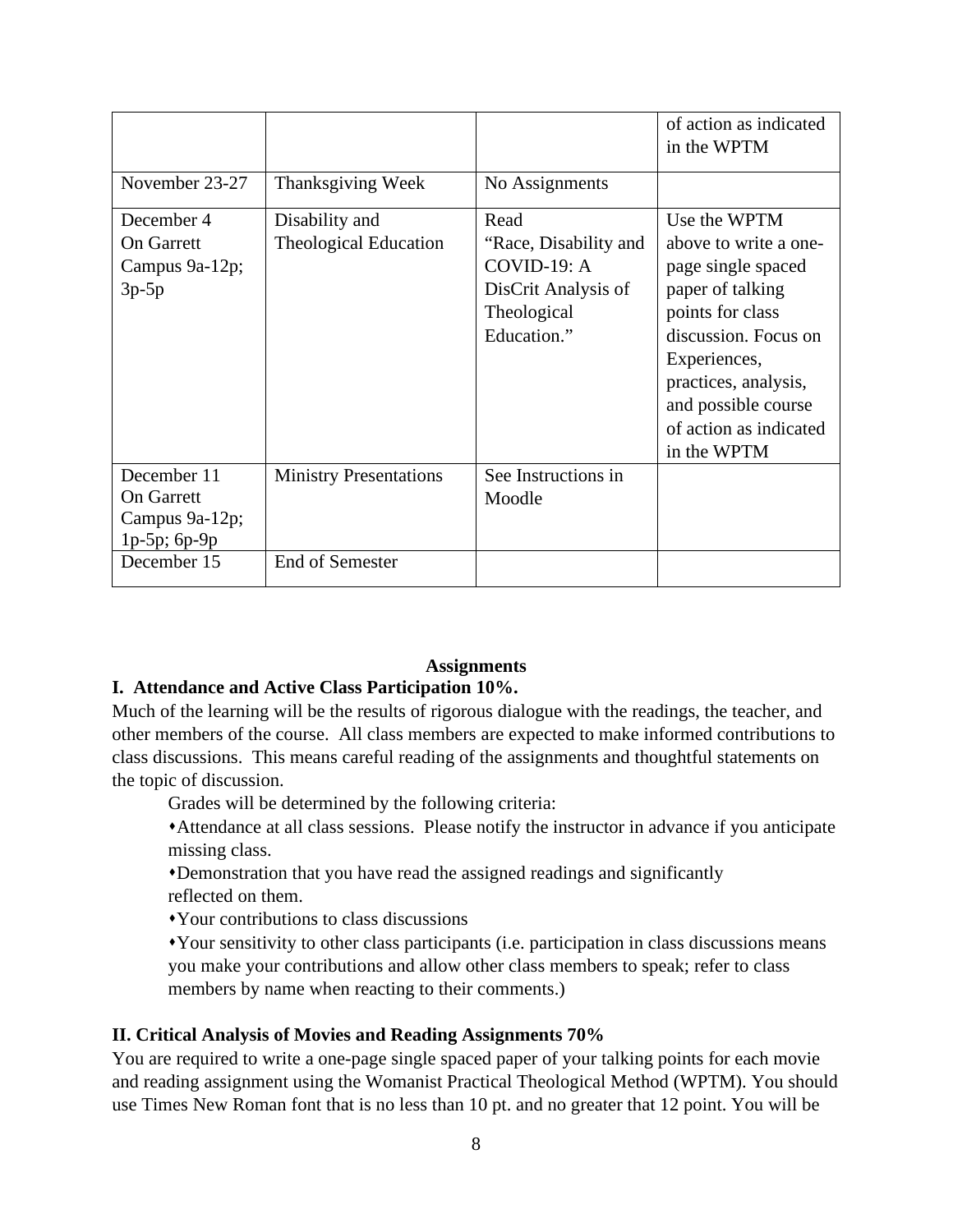| | | | of action as indicated in the WPTM |
|---|---|---|---|
| November 23-27 | Thanksgiving Week | No Assignments | |
| December 4 On Garrett Campus 9a-12p; 3p-5p | Disability and Theological Education | Read "Race, Disability and COVID-19: A DisCrit Analysis of Theological Education." | Use the WPTM above to write a one-page single spaced paper of talking points for class discussion. Focus on Experiences, practices, analysis, and possible course of action as indicated in the WPTM |
| December 11 On Garrett Campus 9a-12p; 1p-5p; 6p-9p | Ministry Presentations | See Instructions in Moodle | |
| December 15 | End of Semester | | |

## Assignments

### I. Attendance and Active Class Participation 10%.

Much of the learning will be the results of rigorous dialogue with the readings, the teacher, and other members of the course. All class members are expected to make informed contributions to class discussions. This means careful reading of the assignments and thoughtful statements on the topic of discussion.

Grades will be determined by the following criteria:

- Attendance at all class sessions. Please notify the instructor in advance if you anticipate missing class.
- Demonstration that you have read the assigned readings and significantly reflected on them.
- Your contributions to class discussions
- Your sensitivity to other class participants (i.e. participation in class discussions means you make your contributions and allow other class members to speak; refer to class members by name when reacting to their comments.)

### II. Critical Analysis of Movies and Reading Assignments 70%

You are required to write a one-page single spaced paper of your talking points for each movie and reading assignment using the Womanist Practical Theological Method (WPTM). You should use Times New Roman font that is no less than 10 pt. and no greater that 12 point. You will be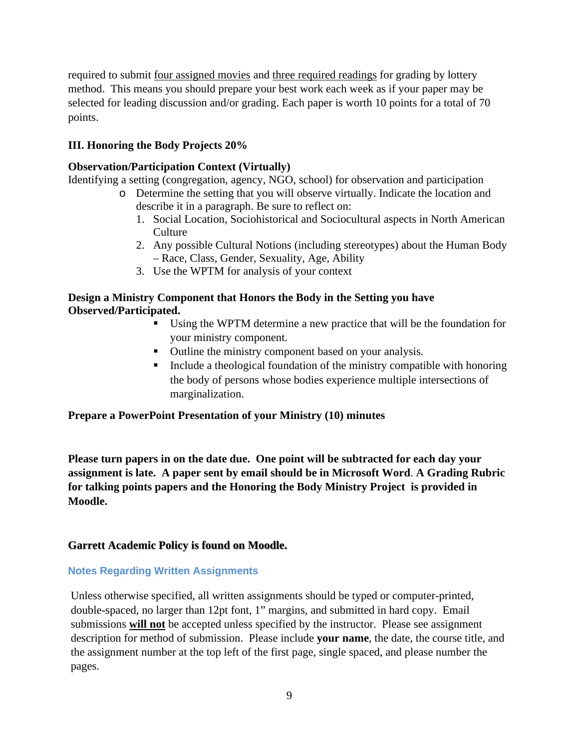required to submit <u>four assigned movies</u> and <u>three required readings</u> for grading by lottery method. This means you should prepare your best work each week as if your paper may be selected for leading discussion and/or grading. Each paper is worth 10 points for a total of 70 points.

**III. Honoring the Body Projects 20%**

**Observation/Participation Context (Virtually)**

Identifying a setting (congregation, agency, NGO, school) for observation and participation

- Determine the setting that you will observe virtually. Indicate the location and describe it in a paragraph. Be sure to reflect on:
  1. Social Location, Sociohistorical and Sociocultural aspects in North American Culture
  2. Any possible Cultural Notions (including stereotypes) about the Human Body – Race, Class, Gender, Sexuality, Age, Ability
  3. Use the WPTM for analysis of your context

**Design a Ministry Component that Honors the Body in the Setting you have Observed/Participated.**

- Using the WPTM determine a new practice that will be the foundation for your ministry component.
- Outline the ministry component based on your analysis.
- Include a theological foundation of the ministry compatible with honoring the body of persons whose bodies experience multiple intersections of marginalization.

**Prepare a PowerPoint Presentation of your Ministry (10) minutes**

**Please turn papers in on the date due. One point will be subtracted for each day your assignment is late. A paper sent by email should be in Microsoft Word. A Grading Rubric for talking points papers and the Honoring the Body Ministry Project is provided in Moodle.**

**Garrett Academic Policy is found on Moodle.**

### Notes Regarding Written Assignments

Unless otherwise specified, all written assignments should be typed or computer-printed, double-spaced, no larger than 12pt font, 1" margins, and submitted in hard copy. Email submissions <u>**will not**</u> be accepted unless specified by the instructor. Please see assignment description for method of submission. Please include **your name**, the date, the course title, and the assignment number at the top left of the first page, single spaced, and please number the pages.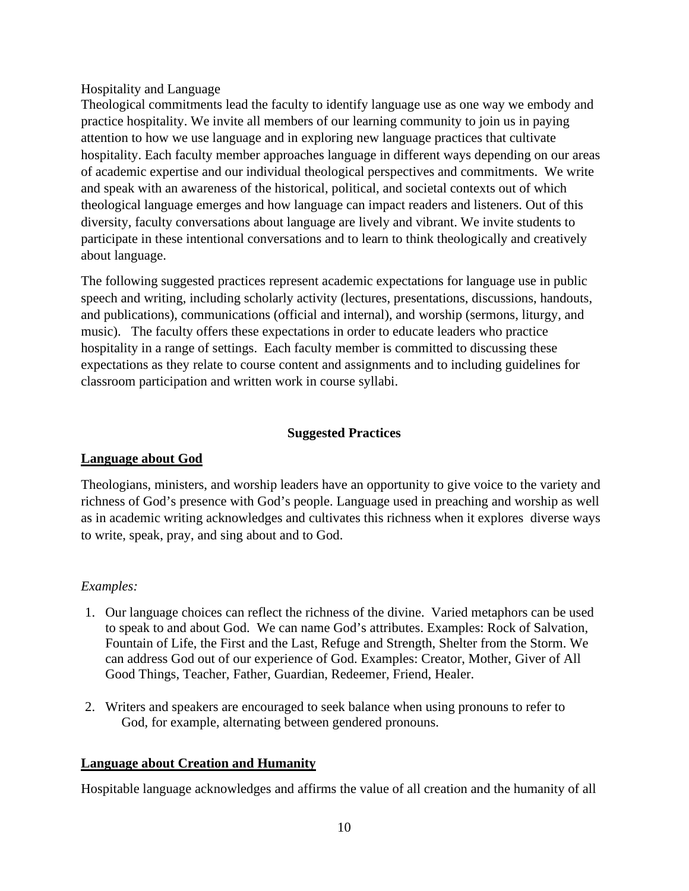Hospitality and Language

Theological commitments lead the faculty to identify language use as one way we embody and practice hospitality. We invite all members of our learning community to join us in paying attention to how we use language and in exploring new language practices that cultivate hospitality. Each faculty member approaches language in different ways depending on our areas of academic expertise and our individual theological perspectives and commitments. We write and speak with an awareness of the historical, political, and societal contexts out of which theological language emerges and how language can impact readers and listeners. Out of this diversity, faculty conversations about language are lively and vibrant. We invite students to participate in these intentional conversations and to learn to think theologically and creatively about language.

The following suggested practices represent academic expectations for language use in public speech and writing, including scholarly activity (lectures, presentations, discussions, handouts, and publications), communications (official and internal), and worship (sermons, liturgy, and music). The faculty offers these expectations in order to educate leaders who practice hospitality in a range of settings. Each faculty member is committed to discussing these expectations as they relate to course content and assignments and to including guidelines for classroom participation and written work in course syllabi.

## **Suggested Practices**

### **Language about God**

Theologians, ministers, and worship leaders have an opportunity to give voice to the variety and richness of God's presence with God's people. Language used in preaching and worship as well as in academic writing acknowledges and cultivates this richness when it explores diverse ways to write, speak, pray, and sing about and to God.

*Examples:*

1. Our language choices can reflect the richness of the divine. Varied metaphors can be used to speak to and about God. We can name God's attributes. Examples: Rock of Salvation, Fountain of Life, the First and the Last, Refuge and Strength, Shelter from the Storm. We can address God out of our experience of God. Examples: Creator, Mother, Giver of All Good Things, Teacher, Father, Guardian, Redeemer, Friend, Healer.

2. Writers and speakers are encouraged to seek balance when using pronouns to refer to God, for example, alternating between gendered pronouns.

### **Language about Creation and Humanity**

Hospitable language acknowledges and affirms the value of all creation and the humanity of all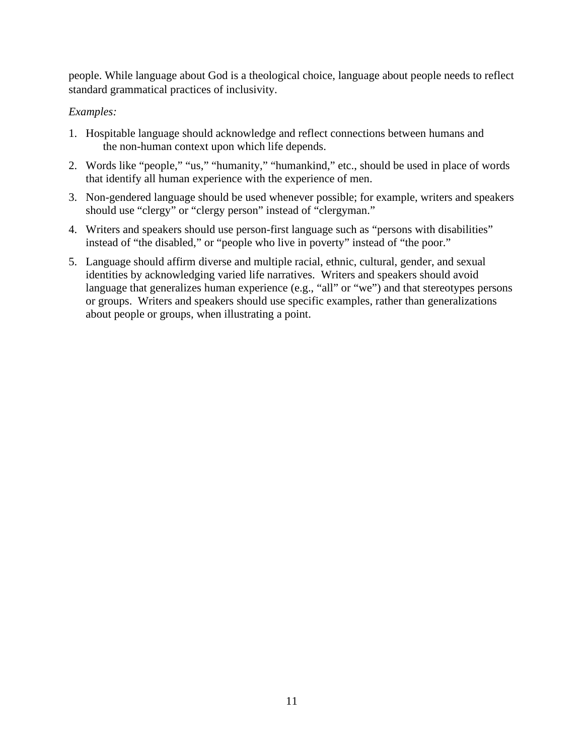people. While language about God is a theological choice, language about people needs to reflect standard grammatical practices of inclusivity.

*Examples:*

1. Hospitable language should acknowledge and reflect connections between humans and the non-human context upon which life depends.
2. Words like "people," "us," "humanity," "humankind," etc., should be used in place of words that identify all human experience with the experience of men.
3. Non-gendered language should be used whenever possible; for example, writers and speakers should use "clergy" or "clergy person" instead of "clergyman."
4. Writers and speakers should use person-first language such as "persons with disabilities" instead of "the disabled," or "people who live in poverty" instead of "the poor."
5. Language should affirm diverse and multiple racial, ethnic, cultural, gender, and sexual identities by acknowledging varied life narratives. Writers and speakers should avoid language that generalizes human experience (e.g., "all" or "we") and that stereotypes persons or groups. Writers and speakers should use specific examples, rather than generalizations about people or groups, when illustrating a point.